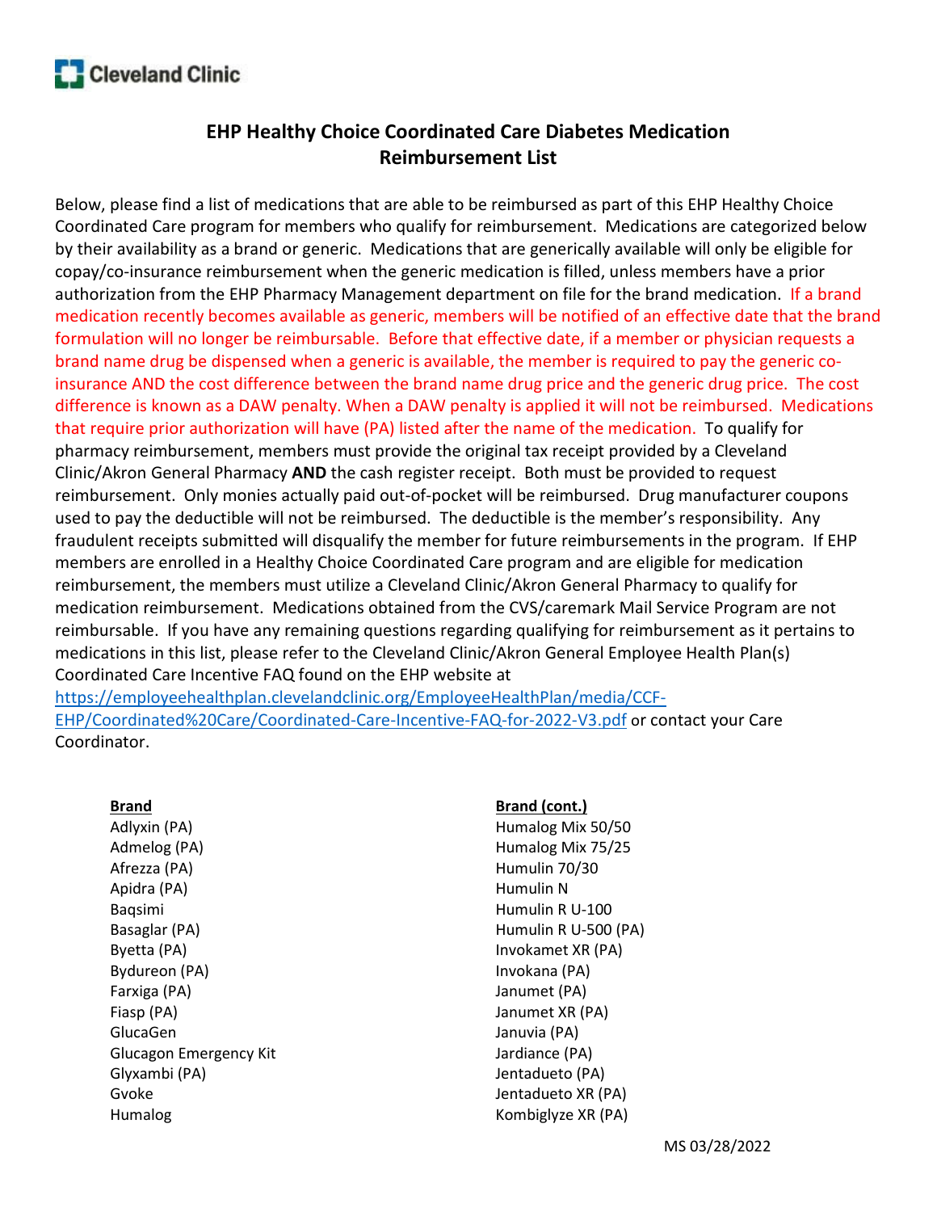Cleveland Clinic

# EHP Healthy Choice Coordinated Care Diabetes Medication Reimbursement List

Below, please find a list of medications that are able to be reimbursed as part of this EHP Healthy Choice Coordinated Care program for members who qualify for reimbursement. Medications are categorized below by their availability as a brand or generic. Medications that are generically available will only be eligible for copay/co-insurance reimbursement when the generic medication is filled, unless members have a prior authorization from the EHP Pharmacy Management department on file for the brand medication. If a brand medication recently becomes available as generic, members will be notified of an effective date that the brand formulation will no longer be reimbursable. Before that effective date, if a member or physician requests a brand name drug be dispensed when a generic is available, the member is required to pay the generic co-insurance AND the cost difference between the brand name drug price and the generic drug price. The cost difference is known as a DAW penalty. When a DAW penalty is applied it will not be reimbursed. Medications that require prior authorization will have (PA) listed after the name of the medication. To qualify for pharmacy reimbursement, members must provide the original tax receipt provided by a Cleveland Clinic/Akron General Pharmacy **AND** the cash register receipt. Both must be provided to request reimbursement. Only monies actually paid out-of-pocket will be reimbursed. Drug manufacturer coupons used to pay the deductible will not be reimbursed. The deductible is the member's responsibility. Any fraudulent receipts submitted will disqualify the member for future reimbursements in the program. If EHP members are enrolled in a Healthy Choice Coordinated Care program and are eligible for medication reimbursement, the members must utilize a Cleveland Clinic/Akron General Pharmacy to qualify for medication reimbursement. Medications obtained from the CVS/caremark Mail Service Program are not reimbursable. If you have any remaining questions regarding qualifying for reimbursement as it pertains to medications in this list, please refer to the Cleveland Clinic/Akron General Employee Health Plan(s) Coordinated Care Incentive FAQ found on the EHP website at [https://employeehealthplan.clevelandclinic.org/EmployeeHealthPlan/media/CCF-EHP/Coordinated%20Care/Coordinated-Care-Incentive-FAQ-for-2022-V3.pdf](https://employeehealthplan.clevelandclinic.org/EmployeeHealthPlan/media/CCF-EHP/Coordinated%20Care/Coordinated-Care-Incentive-FAQ-for-2022-V3.pdf) or contact your Care Coordinator.

**Brand**

Adlyxin (PA)
Admelog (PA)
Afrezza (PA)
Apidra (PA)
Baqsimi
Basaglar (PA)
Byetta (PA)
Bydureon (PA)
Farxiga (PA)
Fiasp (PA)
GlucaGen
Glucagon Emergency Kit
Glyxambi (PA)
Gvoke
Humalog

**Brand (cont.)**

Humalog Mix 50/50
Humalog Mix 75/25
Humulin 70/30
Humulin N
Humulin R U-100
Humulin R U-500 (PA)
Invokamet XR (PA)
Invokana (PA)
Janumet (PA)
Janumet XR (PA)
Januvia (PA)
Jardiance (PA)
Jentadueto (PA)
Jentadueto XR (PA)
Kombiglyze XR (PA)

MS 03/28/2022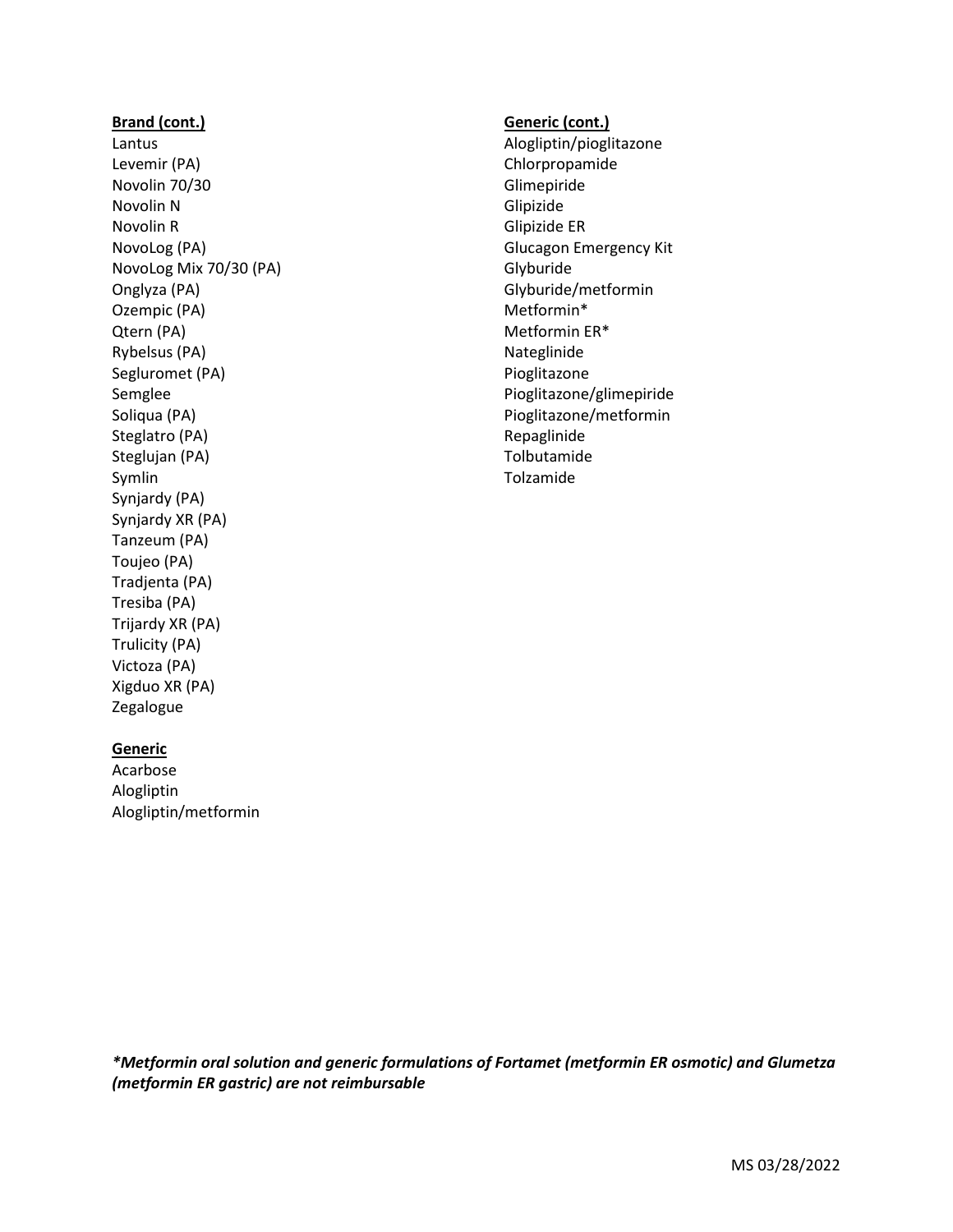**Brand (cont.)**

Lantus
Levemir (PA)
Novolin 70/30
Novolin N
Novolin R
NovoLog (PA)
NovoLog Mix 70/30 (PA)
Onglyza (PA)
Ozempic (PA)
Qtern (PA)
Rybelsus (PA)
Segluromet (PA)
Semglee
Soliqua (PA)
Steglatro (PA)
Steglujan (PA)
Symlin
Synjardy (PA)
Synjardy XR (PA)
Tanzeum (PA)
Toujeo (PA)
Tradjenta (PA)
Tresiba (PA)
Trijardy XR (PA)
Trulicity (PA)
Victoza (PA)
Xigduo XR (PA)
Zegalogue

**Generic**

Acarbose
Alogliptin
Alogliptin/metformin

**Generic (cont.)**

Alogliptin/pioglitazone
Chlorpropamide
Glimepiride
Glipizide
Glipizide ER
Glucagon Emergency Kit
Glyburide
Glyburide/metformin
Metformin*
Metformin ER*
Nateglinide
Pioglitazone
Pioglitazone/glimepiride
Pioglitazone/metformin
Repaglinide
Tolbutamide
Tolzamide

***Metformin oral solution and generic formulations of Fortamet (metformin ER osmotic) and Glumetza (metformin ER gastric) are not reimbursable***

MS 03/28/2022